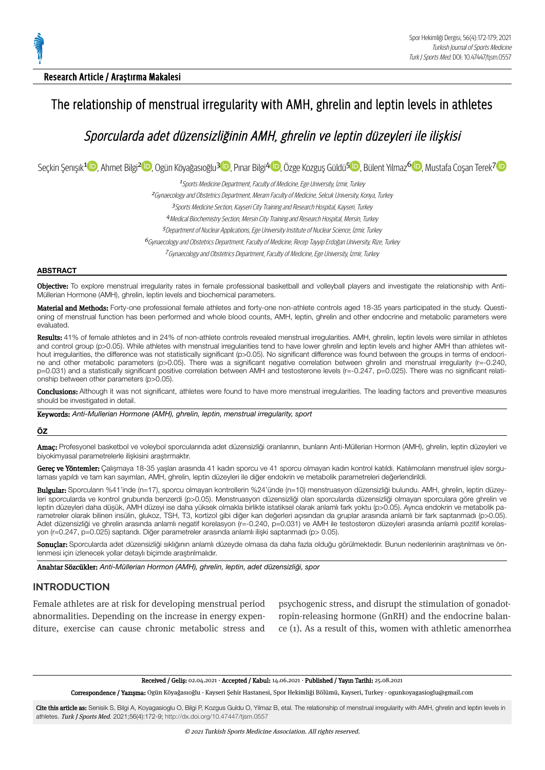**Research Article / Araştırma Makalesi**

# The relationship of menstrual irregularity with AMH, ghrelin and leptin levels in athletes

## *Sporcularda adet düzensizliğinin AMH, ghrelin ve leptin düzeyleri ile ilişkisi*

Seçkin Şenışık[1], Ahmet Bilgi[2], Ogün Köyağasıoğlu[3], Pınar Bilgi[4], Özge Kozguş Güldü[5], Bülent Yılmaz[6], Mustafa Coşan Terek[7]

[1] *Sports Medicine Department, Faculty of Medicine, Ege University, İzmir, Turkey*
[2] *Gynaecology and Obstetrics Department, Meram Faculty of Medicine, Selcuk University, Konya, Turkey*
[3] *Sports Medicine Section, Kayseri City Training and Research Hospital, Kayseri, Turkey*
[4] *Medical Biochemistry Section, Mersin City Training and Research Hospital, Mersin, Turkey*
[5] *Department of Nuclear Applications, Ege University Institute of Nuclear Science, İzmir, Turkey*
[6] *Gynaecology and Obstetrics Department, Faculty of Medicine, Recep Tayyip Erdoğan University, Rize, Turkey*
[7] *Gynaecology and Obstetrics Department, Faculty of Medicine, Ege University, İzmir, Turkey*

### ABSTRACT

**Objective:** To explore menstrual irregularity rates in female professional basketball and volleyball players and investigate the relationship with Anti-Müllerian Hormone (AMH), ghrelin, leptin levels and biochemical parameters.

**Material and Methods:** Forty-one professional female athletes and forty-one non-athlete controls aged 18-35 years participated in the study. Questioning of menstrual function has been performed and whole blood counts, AMH, leptin, ghrelin and other endocrine and metabolic parameters were evaluated.

**Results:** 41% of female athletes and in 24% of non-athlete controls revealed menstrual irregularities. AMH, ghrelin, leptin levels were similar in athletes and control group (p>0.05). While athletes with menstrual irregularities tend to have lower ghrelin and leptin levels and higher AMH than athletes without irregularities, the difference was not statistically significant (p>0.05). No significant difference was found between the groups in terms of endocrine and other metabolic parameters (p>0.05). There was a significant negative correlation between ghrelin and menstrual irregularity (r=-0.240, p=0.031) and a statistically significant positive correlation between AMH and testosterone levels (r=-0.247, p=0.025). There was no significant relationship between other parameters (p>0.05).

**Conclusions:** Although it was not significant, athletes were found to have more menstrual irregularities. The leading factors and preventive measures should be investigated in detail.

**Keywords:** *Anti-Mullerian Hormone (AMH), ghrelin, leptin, menstrual irregularity, sport*

### ÖZ

**Amaç:** Profesyonel basketbol ve voleybol sporcularında adet düzensizliği oranlarının, bunların Anti-Müllerian Hormon (AMH), ghrelin, leptin düzeyleri ve biyokimyasal parametrelerle ilişkisini araştırmaktır.

**Gereç ve Yöntemler:** Çalışmaya 18-35 yaşları arasında 41 kadın sporcu ve 41 sporcu olmayan kadın kontrol katıldı. Katılımcıların menstruel işlev sorgulaması yapıldı ve tam kan sayımları, AMH, ghrelin, leptin düzeyleri ile diğer endokrin ve metabolik parametreleri değerlendirildi.

**Bulgular:** Sporcuların %41'inde (n=17), sporcu olmayan kontrollerin %24'ünde (n=10) menstruasyon düzensizliği bulundu. AMH, ghrelin, leptin düzeyleri sporcularda ve kontrol grubunda benzerdi (p>0.05). Menstruasyon düzensizliği olan sporcularda düzensizliği olmayan sporculara göre ghrelin ve leptin düzeyleri daha düşük, AMH düzeyi ise daha yüksek olmakla birlikte istatiksel olarak anlamlı fark yoktu (p>0.05). Ayrıca endokrin ve metabolik parametreler olarak bilinen insülin, glukoz, TSH, T3, kortizol gibi diğer kan değerleri açısından da gruplar arasında anlamlı bir fark saptanmadı (p>0.05). Adet düzensizliği ve ghrelin arasında anlamlı negatif korelasyon (r=-0.240, p=0.031) ve AMH ile testosteron düzeyleri arasında anlamlı pozitif korelasyon (r=0.247, p=0.025) saptandı. Diğer parametreler arasında anlamlı ilişki saptanmadı (p> 0.05).

**Sonuçlar:** Sporcularda adet düzensizliği sıklığının anlamlı düzeyde olmasa da daha fazla olduğu görülmektedir. Bunun nedenlerinin araştırılması ve önlenmesi için izlenecek yollar detaylı biçimde araştırılmalıdır.

**Anahtar Sözcükler:** *Anti-Müllerian Hormon (AMH), ghrelin, leptin, adet düzensizliği, spor*

## INTRODUCTION

Female athletes are at risk for developing menstrual period abnormalities. Depending on the increase in energy expenditure, exercise can cause chronic metabolic stress and psychogenic stress, and disrupt the stimulation of gonadotropin-releasing hormone (GnRH) and the endocrine balance (1). As a result of this, women with athletic amenorrhea

**Received / Geliş:** 02.04.2021 · **Accepted / Kabul:** 14.06.2021 · **Published / Yayın Tarihi:** 25.08.2021

**Correspondence / Yazışma:** Ogün Köyağasıoğlu · Kayseri Şehir Hastanesi, Spor Hekimliği Bölümü, Kayseri, Turkey · ogunkoyagasioglu@gmail.com

**Cite this article as:** Senisik S, Bilgi A, Koyagasioglu O, Bilgi P, Kozgus Guldu O, Yilmaz B, etal. The relationship of menstrual irregularity with AMH, ghrelin and leptin levels in athletes. *Turk J Sports Med.* 2021;56(4):172-9; http://dx.doi.org/10.47447/tjsm.0557

*© 2021 Turkish Sports Medicine Association. All rights reserved.*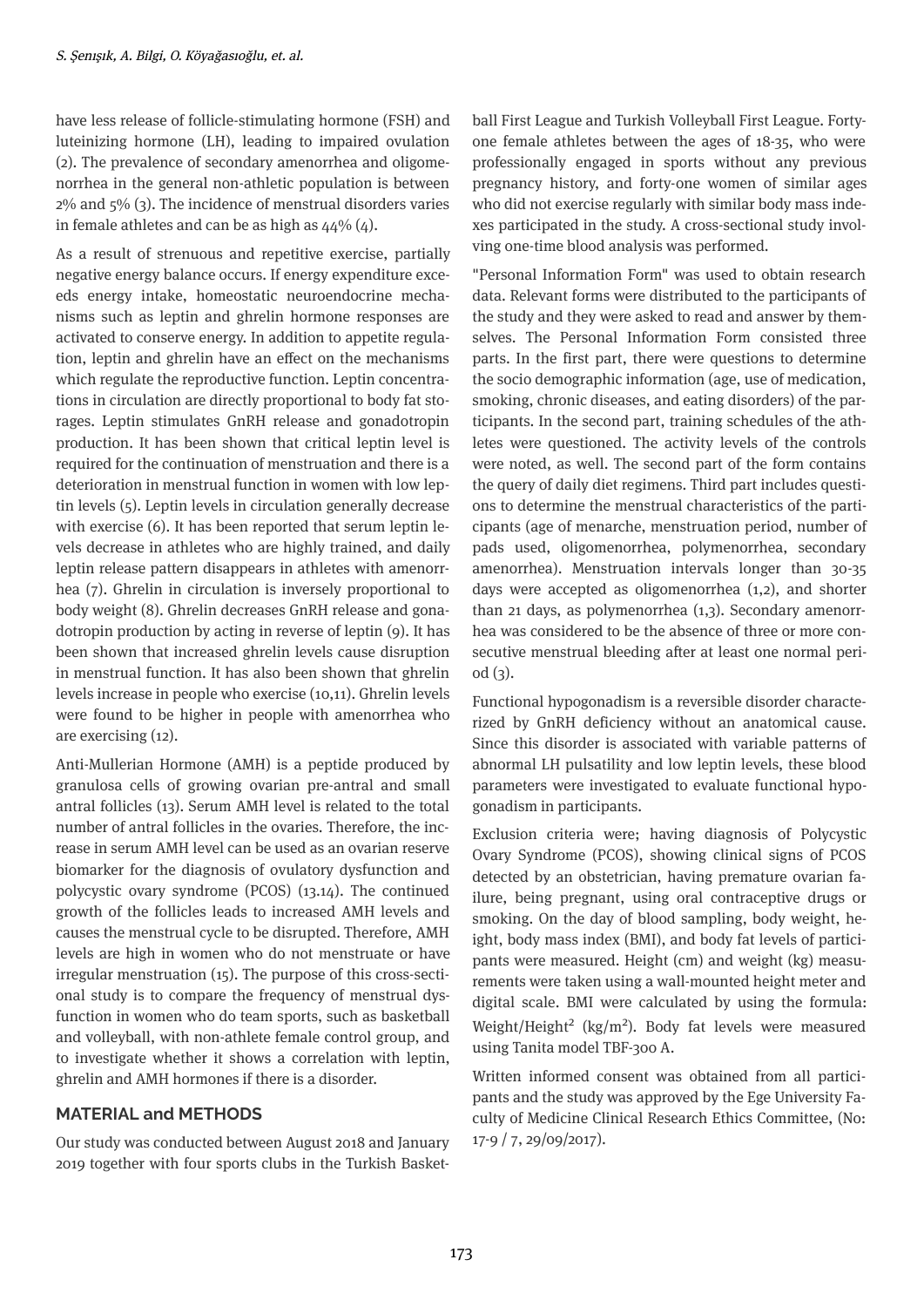have less release of follicle-stimulating hormone (FSH) and luteinizing hormone (LH), leading to impaired ovulation (2). The prevalence of secondary amenorrhea and oligomenorrhea in the general non-athletic population is between 2% and 5% (3). The incidence of menstrual disorders varies in female athletes and can be as high as 44% (4).

As a result of strenuous and repetitive exercise, partially negative energy balance occurs. If energy expenditure exceeds energy intake, homeostatic neuroendocrine mechanisms such as leptin and ghrelin hormone responses are activated to conserve energy. In addition to appetite regulation, leptin and ghrelin have an effect on the mechanisms which regulate the reproductive function. Leptin concentrations in circulation are directly proportional to body fat storages. Leptin stimulates GnRH release and gonadotropin production. It has been shown that critical leptin level is required for the continuation of menstruation and there is a deterioration in menstrual function in women with low leptin levels (5). Leptin levels in circulation generally decrease with exercise (6). It has been reported that serum leptin levels decrease in athletes who are highly trained, and daily leptin release pattern disappears in athletes with amenorrhea (7). Ghrelin in circulation is inversely proportional to body weight (8). Ghrelin decreases GnRH release and gonadotropin production by acting in reverse of leptin (9). It has been shown that increased ghrelin levels cause disruption in menstrual function. It has also been shown that ghrelin levels increase in people who exercise (10,11). Ghrelin levels were found to be higher in people with amenorrhea who are exercising (12).

Anti-Mullerian Hormone (AMH) is a peptide produced by granulosa cells of growing ovarian pre-antral and small antral follicles (13). Serum AMH level is related to the total number of antral follicles in the ovaries. Therefore, the increase in serum AMH level can be used as an ovarian reserve biomarker for the diagnosis of ovulatory dysfunction and polycystic ovary syndrome (PCOS) (13.14). The continued growth of the follicles leads to increased AMH levels and causes the menstrual cycle to be disrupted. Therefore, AMH levels are high in women who do not menstruate or have irregular menstruation (15). The purpose of this cross-sectional study is to compare the frequency of menstrual dysfunction in women who do team sports, such as basketball and volleyball, with non-athlete female control group, and to investigate whether it shows a correlation with leptin, ghrelin and AMH hormones if there is a disorder.

## MATERIAL and METHODS

Our study was conducted between August 2018 and January 2019 together with four sports clubs in the Turkish Basketball First League and Turkish Volleyball First League. Forty-one female athletes between the ages of 18-35, who were professionally engaged in sports without any previous pregnancy history, and forty-one women of similar ages who did not exercise regularly with similar body mass indexes participated in the study. A cross-sectional study involving one-time blood analysis was performed.

"Personal Information Form" was used to obtain research data. Relevant forms were distributed to the participants of the study and they were asked to read and answer by themselves. The Personal Information Form consisted three parts. In the first part, there were questions to determine the socio demographic information (age, use of medication, smoking, chronic diseases, and eating disorders) of the participants. In the second part, training schedules of the athletes were questioned. The activity levels of the controls were noted, as well. The second part of the form contains the query of daily diet regimens. Third part includes questions to determine the menstrual characteristics of the participants (age of menarche, menstruation period, number of pads used, oligomenorrhea, polymenorrhea, secondary amenorrhea). Menstruation intervals longer than 30-35 days were accepted as oligomenorrhea (1,2), and shorter than 21 days, as polymenorrhea (1,3). Secondary amenorrhea was considered to be the absence of three or more consecutive menstrual bleeding after at least one normal period (3).

Functional hypogonadism is a reversible disorder characterized by GnRH deficiency without an anatomical cause. Since this disorder is associated with variable patterns of abnormal LH pulsatility and low leptin levels, these blood parameters were investigated to evaluate functional hypogonadism in participants.

Exclusion criteria were; having diagnosis of Polycystic Ovary Syndrome (PCOS), showing clinical signs of PCOS detected by an obstetrician, having premature ovarian failure, being pregnant, using oral contraceptive drugs or smoking. On the day of blood sampling, body weight, height, body mass index (BMI), and body fat levels of participants were measured. Height (cm) and weight (kg) measurements were taken using a wall-mounted height meter and digital scale. BMI were calculated by using the formula: Weight/Height$^2$ (kg/m$^2$). Body fat levels were measured using Tanita model TBF-300 A.

Written informed consent was obtained from all participants and the study was approved by the Ege University Faculty of Medicine Clinical Research Ethics Committee, (No: 17-9 / 7, 29/09/2017).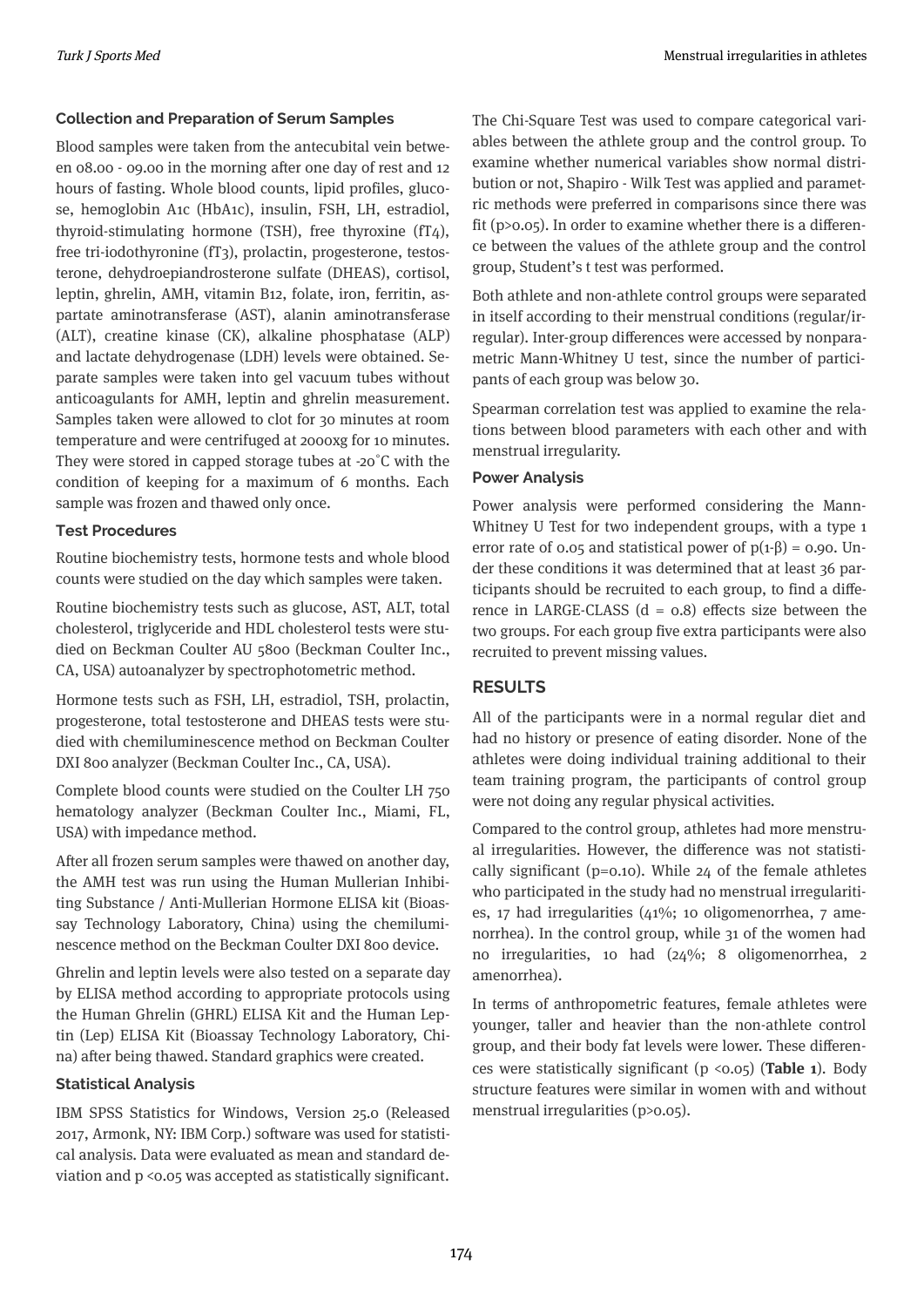### Collection and Preparation of Serum Samples

Blood samples were taken from the antecubital vein between 08.00 - 09.00 in the morning after one day of rest and 12 hours of fasting. Whole blood counts, lipid profiles, glucose, hemoglobin A1c (HbA1c), insulin, FSH, LH, estradiol, thyroid-stimulating hormone (TSH), free thyroxine (fT4), free tri-iodothyronine (fT3), prolactin, progesterone, testosterone, dehydroepiandrosterone sulfate (DHEAS), cortisol, leptin, ghrelin, AMH, vitamin B12, folate, iron, ferritin, aspartate aminotransferase (AST), alanin aminotransferase (ALT), creatine kinase (CK), alkaline phosphatase (ALP) and lactate dehydrogenase (LDH) levels were obtained. Separate samples were taken into gel vacuum tubes without anticoagulants for AMH, leptin and ghrelin measurement. Samples taken were allowed to clot for 30 minutes at room temperature and were centrifuged at 2000xg for 10 minutes. They were stored in capped storage tubes at -20˚C with the condition of keeping for a maximum of 6 months. Each sample was frozen and thawed only once.

### Test Procedures

Routine biochemistry tests, hormone tests and whole blood counts were studied on the day which samples were taken.

Routine biochemistry tests such as glucose, AST, ALT, total cholesterol, triglyceride and HDL cholesterol tests were studied on Beckman Coulter AU 5800 (Beckman Coulter Inc., CA, USA) autoanalyzer by spectrophotometric method.

Hormone tests such as FSH, LH, estradiol, TSH, prolactin, progesterone, total testosterone and DHEAS tests were studied with chemiluminescence method on Beckman Coulter DXI 800 analyzer (Beckman Coulter Inc., CA, USA).

Complete blood counts were studied on the Coulter LH 750 hematology analyzer (Beckman Coulter Inc., Miami, FL, USA) with impedance method.

After all frozen serum samples were thawed on another day, the AMH test was run using the Human Mullerian Inhibiting Substance / Anti-Mullerian Hormone ELISA kit (Bioassay Technology Laboratory, China) using the chemiluminescence method on the Beckman Coulter DXI 800 device.

Ghrelin and leptin levels were also tested on a separate day by ELISA method according to appropriate protocols using the Human Ghrelin (GHRL) ELISA Kit and the Human Leptin (Lep) ELISA Kit (Bioassay Technology Laboratory, China) after being thawed. Standard graphics were created.

### Statistical Analysis

IBM SPSS Statistics for Windows, Version 25.0 (Released 2017, Armonk, NY: IBM Corp.) software was used for statistical analysis. Data were evaluated as mean and standard deviation and $p < 0.05$ was accepted as statistically significant.

The Chi-Square Test was used to compare categorical variables between the athlete group and the control group. To examine whether numerical variables show normal distribution or not, Shapiro - Wilk Test was applied and parametric methods were preferred in comparisons since there was fit ($p > 0.05$). In order to examine whether there is a difference between the values of the athlete group and the control group, Student's t test was performed.

Both athlete and non-athlete control groups were separated in itself according to their menstrual conditions (regular/irregular). Inter-group differences were accessed by nonparametric Mann-Whitney U test, since the number of participants of each group was below 30.

Spearman correlation test was applied to examine the relations between blood parameters with each other and with menstrual irregularity.

### Power Analysis

Power analysis were performed considering the Mann-Whitney U Test for two independent groups, with a type 1 error rate of 0.05 and statistical power of $p(1-\beta) = 0.90$. Under these conditions it was determined that at least 36 participants should be recruited to each group, to find a difference in LARGE-CLASS ($d = 0.8$) effects size between the two groups. For each group five extra participants were also recruited to prevent missing values.

## RESULTS

All of the participants were in a normal regular diet and had no history or presence of eating disorder. None of the athletes were doing individual training additional to their team training program, the participants of control group were not doing any regular physical activities.

Compared to the control group, athletes had more menstrual irregularities. However, the difference was not statistically significant ($p=0.10$). While 24 of the female athletes who participated in the study had no menstrual irregularities, 17 had irregularities (41%; 10 oligomenorrhea, 7 amenorrhea). In the control group, while 31 of the women had no irregularities, 10 had (24%; 8 oligomenorrhea, 2 amenorrhea).

In terms of anthropometric features, female athletes were younger, taller and heavier than the non-athlete control group, and their body fat levels were lower. These differences were statistically significant ($p < 0.05$) (**Table 1**). Body structure features were similar in women with and without menstrual irregularities ($p > 0.05$).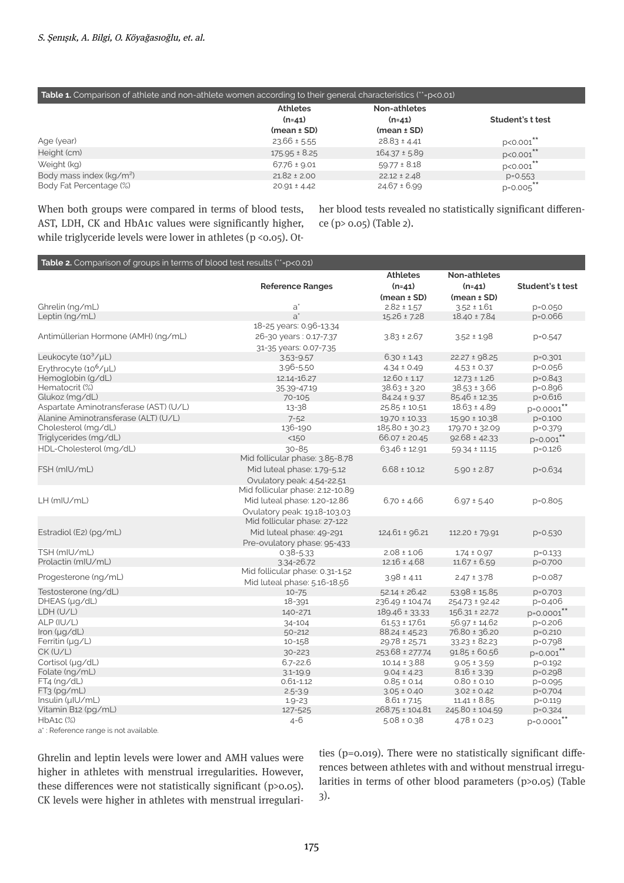**Table 1.** Comparison of athlete and non-athlete women according to their general characteristics (**=p<0.01)

| | Athletes (n=41) (mean ± SD) | Non-athletes (n=41) (mean ± SD) | Student's t test |
|---|---|---|---|
| Age (year) | 23.66 ± 5.55 | 28.83 ± 4.41 | p<0.001** |
| Height (cm) | 175.95 ± 8.25 | 164.37 ± 5.89 | p<0.001** |
| Weight (kg) | 67.76 ± 9.01 | 59.77 ± 8.18 | p<0.001** |
| Body mass index (kg/m²) | 21.82 ± 2.00 | 22.12 ± 2.48 | p=0.553 |
| Body Fat Percentage (%) | 20.91 ± 4.42 | 24.67 ± 6.99 | p=0.005** |

When both groups were compared in terms of blood tests, AST, LDH, CK and HbA1c values were significantly higher, while triglyceride levels were lower in athletes (p <0.05). Other blood tests revealed no statistically significant difference (p> 0.05) (Table 2).

**Table 2.** Comparison of groups in terms of blood test results (**=p<0.01)

| | Reference Ranges | Athletes (n=41) (mean ± SD) | Non-athletes (n=41) (mean ± SD) | Student's t test |
|---|---|---|---|---|
| Ghrelin (ng/mL) | a* | 2.82 ± 1.57 | 3.52 ± 1.61 | p=0.050 |
| Leptin (ng/mL) | a* | 15.26 ± 7.28 | 18.40 ± 7.84 | p=0.066 |
| Antimüllerian Hormone (AMH) (ng/mL) | 18-25 years: 0.96-13.34<br>26-30 years : 0.17-7.37<br>31-35 years: 0.07-7.35 | 3.83 ± 2.67 | 3.52 ± 1.98 | p=0.547 |
| Leukocyte (10³/µL) | 3.53-9.57 | 6.30 ± 1.43 | 22.27 ± 98.25 | p=0.301 |
| Erythrocyte (10⁶/µL) | 3.96-5.50 | 4.34 ± 0.49 | 4.53 ± 0.37 | p=0.056 |
| Hemoglobin (g/dL) | 12.14-16.27 | 12.60 ± 1.17 | 12.73 ± 1.26 | p=0.843 |
| Hematocrit (%) | 35.39-47.19 | 38.63 ± 3.20 | 38.53 ± 3.66 | p=0.896 |
| Glukoz (mg/dL) | 70-105 | 84.24 ± 9.37 | 85.46 ± 12.35 | p=0.616 |
| Aspartate Aminotransferase (AST) (U/L) | 13-38 | 25.85 ± 10.51 | 18.63 ± 4.89 | p=0.0001** |
| Alanine Aminotransferase (ALT) (U/L) | 7-52 | 19.70 ± 10.33 | 15.90 ± 10.38 | p=0.100 |
| Cholesterol (mg/dL) | 136-190 | 185.80 ± 30.23 | 179.70 ± 32.09 | p=0.379 |
| Triglycerides (mg/dL) | <150 | 66.07 ± 20.45 | 92.68 ± 42.33 | p=0.001** |
| HDL-Cholesterol (mg/dL) | 30-85 | 63.46 ± 12.91 | 59.34 ± 11.15 | p=0.126 |
| FSH (mIU/mL) | Mid follicular phase: 3.85-8.78<br>Mid luteal phase: 1.79-5.12<br>Ovulatory peak: 4.54-22.51 | 6.68 ± 10.12 | 5.90 ± 2.87 | p=0.634 |
| LH (mIU/mL) | Mid follicular phase: 2.12-10.89<br>Mid luteal phase: 1.20-12.86<br>Ovulatory peak: 19.18-103.03 | 6.70 ± 4.66 | 6.97 ± 5.40 | p=0.805 |
| Estradiol (E2) (pg/mL) | Mid follicular phase: 27-122<br>Mid luteal phase: 49-291<br>Pre-ovulatory phase: 95-433 | 124.61 ± 96.21 | 112.20 ± 79.91 | p=0.530 |
| TSH (mIU/mL) | 0.38-5.33 | 2.08 ± 1.06 | 1.74 ± 0.97 | p=0.133 |
| Prolactin (mIU/mL) | 3.34-26.72 | 12.16 ± 4.68 | 11.67 ± 6.59 | p=0.700 |
| Progesterone (ng/mL) | Mid follicular phase: 0.31-1.52<br>Mid luteal phase: 5.16-18.56 | 3.98 ± 4.11 | 2.47 ± 3.78 | p=0.087 |
| Testosterone (ng/dL) | 10-75 | 52.14 ± 26.42 | 53.98 ± 15.85 | p=0.703 |
| DHEAS (µg/dL) | 18-391 | 236.49 ± 104.74 | 254.73 ± 92.42 | p=0.406 |
| LDH (U/L) | 140-271 | 189.46 ± 33.33 | 156.31 ± 22.72 | p=0.0001** |
| ALP (IU/L) | 34-104 | 61.53 ± 17.61 | 56.97 ± 14.62 | p=0.206 |
| Iron (µg/dL) | 50-212 | 88.24 ± 45.23 | 76.80 ± 36.20 | p=0.210 |
| Ferritin (µg/L) | 10-158 | 29.78 ± 25.71 | 33.23 ± 82.23 | p=0.798 |
| CK (U/L) | 30-223 | 253.68 ± 277.74 | 91.85 ± 60.56 | p=0.001** |
| Cortisol (µg/dL) | 6.7-22.6 | 10.14 ± 3.88 | 9.05 ± 3.59 | p=0.192 |
| Folate (ng/mL) | 3.1-19.9 | 9.04 ± 4.23 | 8.16 ± 3.39 | p=0.298 |
| FT4 (ng/dL) | 0.61-1.12 | 0.85 ± 0.14 | 0.80 ± 0.10 | p=0.095 |
| FT3 (pg/mL) | 2.5-3.9 | 3.05 ± 0.40 | 3.02 ± 0.42 | p=0.704 |
| Insulin (µIU/mL) | 1.9-23 | 8.61 ± 7.15 | 11.41 ± 8.85 | p=0.119 |
| Vitamin B12 (pg/mL) | 127-525 | 268.75 ± 104.81 | 245.80 ± 104.59 | p=0.324 |
| HbA1c (%) | 4-6 | 5.08 ± 0.38 | 4.78 ± 0.23 | p=0.0001** |

a* : Reference range is not available.

Ghrelin and leptin levels were lower and AMH values were higher in athletes with menstrual irregularities. However, these differences were not statistically significant (p>0.05). CK levels were higher in athletes with menstrual irregularities (p=0.019). There were no statistically significant differences between athletes with and without menstrual irregularities in terms of other blood parameters (p>0.05) (Table 3).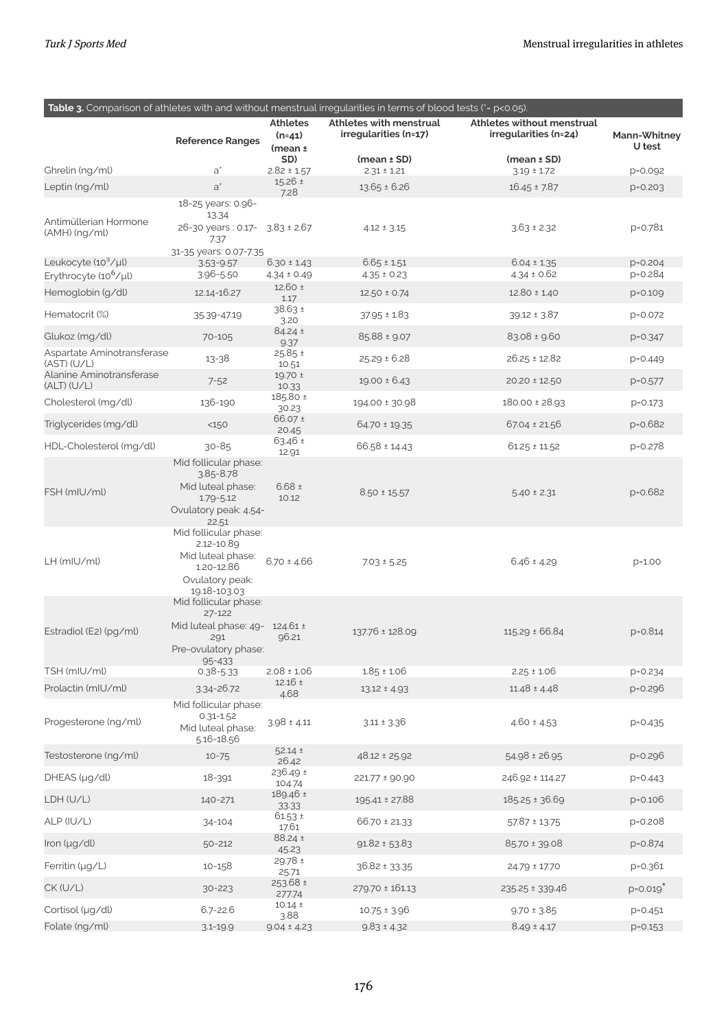**Table 3.** Comparison of athletes with and without menstrual irregularities in terms of blood tests (* = p<0.05).

| | Reference Ranges | Athletes (n=41) (mean ± SD) | Athletes with menstrual irregularities (n=17) (mean ± SD) | Athletes without menstrual irregularities (n=24) (mean ± SD) | Mann-Whitney U test |
|---|---|---|---|---|---|
| Ghrelin (ng/ml) | a* | 2.82 ± 1.57 | 2.31 ± 1.21 | 3.19 ± 1.72 | p=0.092 |
| Leptin (ng/ml) | a* | 15.26 ± 7.28 | 13.65 ± 6.26 | 16.45 ± 7.87 | p=0.203 |
| Antimüllerian Hormone (AMH) (ng/ml) | 18-25 years: 0.96-13.34<br>26-30 years : 0.17-7.37<br>31-35 years: 0.07-7.35 | 3.83 ± 2.67 | 4.12 ± 3.15 | 3.63 ± 2.32 | p=0.781 |
| Leukocyte ($10^3$/µl) | 3.53-9.57 | 6.30 ± 1.43 | 6.65 ± 1.51 | 6.04 ± 1.35 | p=0.204 |
| Erythrocyte ($10^6$/µl) | 3.96-5.50 | 4.34 ± 0.49 | 4.35 ± 0.23 | 4.34 ± 0.62 | p=0.284 |
| Hemoglobin (g/dl) | 12.14-16.27 | 12.60 ± 1.17 | 12.50 ± 0.74 | 12.80 ± 1.40 | p=0.109 |
| Hematocrit (%) | 35.39-47.19 | 38.63 ± 3.20 | 37.95 ± 1.83 | 39.12 ± 3.87 | p=0.072 |
| Glukoz (mg/dl) | 70-105 | 84.24 ± 9.37 | 85.88 ± 9.07 | 83.08 ± 9.60 | p=0.347 |
| Aspartate Aminotransferase (AST) (U/L) | 13-38 | 25.85 ± 10.51 | 25.29 ± 6.28 | 26.25 ± 12.82 | p=0.449 |
| Alanine Aminotransferase (ALT) (U/L) | 7-52 | 19.70 ± 10.33 | 19.00 ± 6.43 | 20.20 ± 12.50 | p=0.577 |
| Cholesterol (mg/dl) | 136-190 | 185.80 ± 30.23 | 194.00 ± 30.98 | 180.00 ± 28.93 | p=0.173 |
| Triglycerides (mg/dl) | <150 | 66.07 ± 20.45 | 64.70 ± 19.35 | 67.04 ± 21.56 | p=0.682 |
| HDL-Cholesterol (mg/dl) | 30-85 | 63.46 ± 12.91 | 66.58 ± 14.43 | 61.25 ± 11.52 | p=0.278 |
| FSH (mIU/ml) | Mid follicular phase: 3.85-8.78<br>Mid luteal phase: 1.79-5.12<br>Ovulatory peak: 4.54-22.51 | 6.68 ± 10.12 | 8.50 ± 15.57 | 5.40 ± 2.31 | p=0.682 |
| LH (mIU/ml) | Mid follicular phase: 2.12-10.89<br>Mid luteal phase: 1.20-12.86<br>Ovulatory peak: 19.18-103.03 | 6.70 ± 4.66 | 7.03 ± 5.25 | 6.46 ± 4.29 | p=1.00 |
| Estradiol (E2) (pg/ml) | Mid follicular phase: 27-122<br>Mid luteal phase: 49-291<br>Pre-ovulatory phase: 95-433 | 124.61 ± 96.21 | 137.76 ± 128.09 | 115.29 ± 66.84 | p=0.814 |
| TSH (mIU/ml) | 0.38-5.33 | 2.08 ± 1.06 | 1.85 ± 1.06 | 2.25 ± 1.06 | p=0.234 |
| Prolactin (mIU/ml) | 3.34-26.72 | 12.16 ± 4.68 | 13.12 ± 4.93 | 11.48 ± 4.48 | p=0.296 |
| Progesterone (ng/ml) | Mid follicular phase: 0.31-1.52<br>Mid luteal phase: 5.16-18.56 | 3.98 ± 4.11 | 3.11 ± 3.36 | 4.60 ± 4.53 | p=0.435 |
| Testosterone (ng/ml) | 10-75 | 52.14 ± 26.42 | 48.12 ± 25.92 | 54.98 ± 26.95 | p=0.296 |
| DHEAS (µg/dl) | 18-391 | 236.49 ± 104.74 | 221.77 ± 90.90 | 246.92 ± 114.27 | p=0.443 |
| LDH (U/L) | 140-271 | 189.46 ± 33.33 | 195.41 ± 27.88 | 185.25 ± 36.69 | p=0.106 |
| ALP (IU/L) | 34-104 | 61.53 ± 17.61 | 66.70 ± 21.33 | 57.87 ± 13.75 | p=0.208 |
| Iron (µg/dl) | 50-212 | 88.24 ± 45.23 | 91.82 ± 53.83 | 85.70 ± 39.08 | p=0.874 |
| Ferritin (µg/L) | 10-158 | 29.78 ± 25.71 | 36.82 ± 33.35 | 24.79 ± 17.70 | p=0.361 |
| CK (U/L) | 30-223 | 253.68 ± 277.74 | 279.70 ± 161.13 | 235.25 ± 339.46 | p=0.019* |
| Cortisol (µg/dl) | 6.7-22.6 | 10.14 ± 3.88 | 10.75 ± 3.96 | 9.70 ± 3.85 | p=0.451 |
| Folate (ng/ml) | 3.1-19.9 | 9.04 ± 4.23 | 9.83 ± 4.32 | 8.49 ± 4.17 | p=0.153 |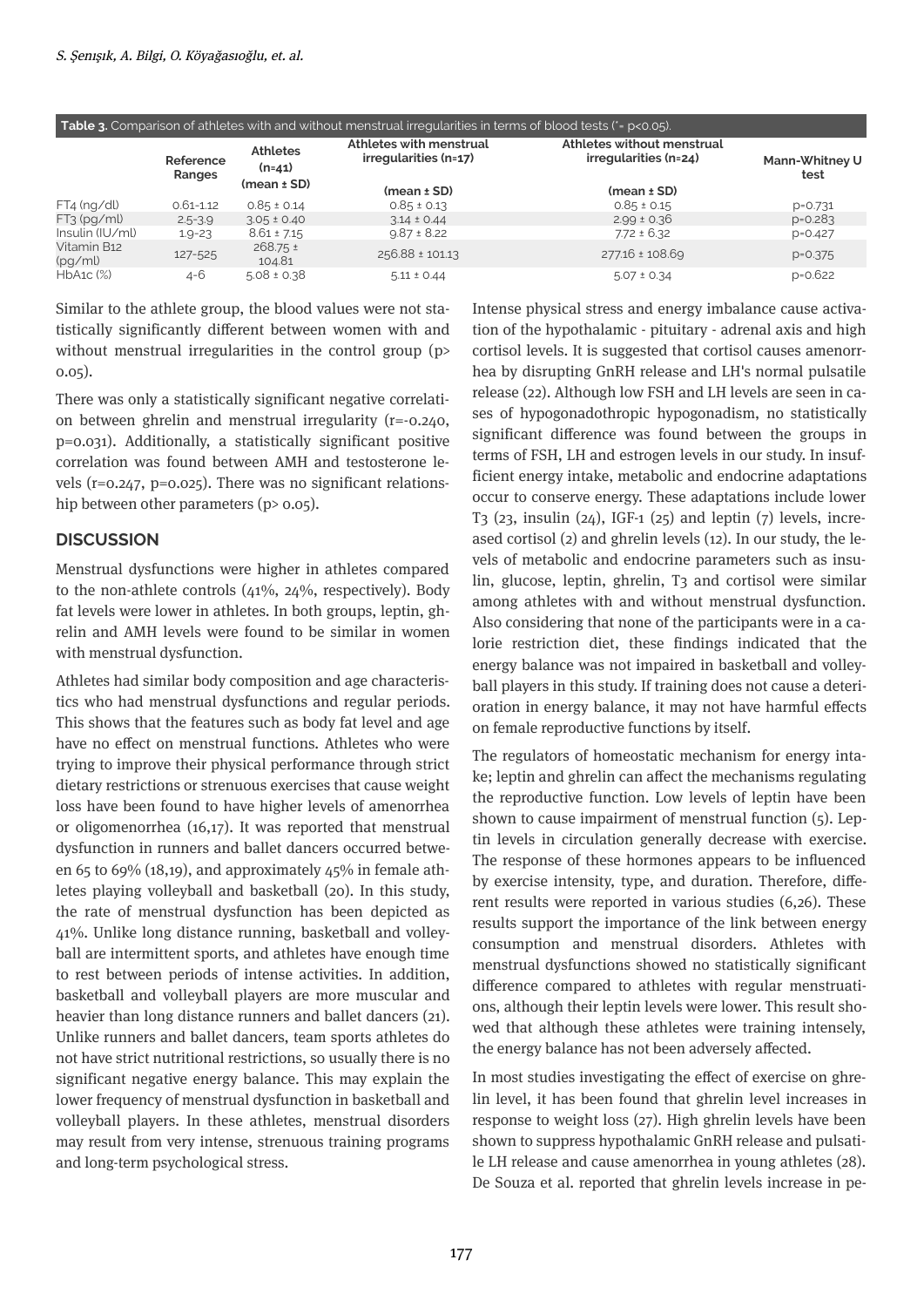**Table 3.** Comparison of athletes with and without menstrual irregularities in terms of blood tests (*= p<0.05).

| | Reference Ranges | Athletes (n=41) (mean ± SD) | Athletes with menstrual irregularities (n=17) (mean ± SD) | Athletes without menstrual irregularities (n=24) (mean ± SD) | Mann-Whitney U test |
|---|---|---|---|---|---|
| FT4 (ng/dl) | 0.61-1.12 | 0.85 ± 0.14 | 0.85 ± 0.13 | 0.85 ± 0.15 | p=0.731 |
| FT3 (pg/ml) | 2.5-3.9 | 3.05 ± 0.40 | 3.14 ± 0.44 | 2.99 ± 0.36 | p=0.283 |
| Insulin (IU/ml) | 1.9-23 | 8.61 ± 7.15 | 9.87 ± 8.22 | 7.72 ± 6.32 | p=0.427 |
| Vitamin B12 (pg/ml) | 127-525 | 268.75 ± 104.81 | 256.88 ± 101.13 | 277.16 ± 108.69 | p=0.375 |
| HbA1c (%) | 4-6 | 5.08 ± 0.38 | 5.11 ± 0.44 | 5.07 ± 0.34 | p=0.622 |

Similar to the athlete group, the blood values were not statistically significantly different between women with and without menstrual irregularities in the control group (p> 0.05).

There was only a statistically significant negative correlation between ghrelin and menstrual irregularity (r=-0.240, p=0.031). Additionally, a statistically significant positive correlation was found between AMH and testosterone levels (r=0.247, p=0.025). There was no significant relationship between other parameters (p> 0.05).

## DISCUSSION

Menstrual dysfunctions were higher in athletes compared to the non-athlete controls (41%, 24%, respectively). Body fat levels were lower in athletes. In both groups, leptin, ghrelin and AMH levels were found to be similar in women with menstrual dysfunction.

Athletes had similar body composition and age characteristics who had menstrual dysfunctions and regular periods. This shows that the features such as body fat level and age have no effect on menstrual functions. Athletes who were trying to improve their physical performance through strict dietary restrictions or strenuous exercises that cause weight loss have been found to have higher levels of amenorrhea or oligomenorrhea (16,17). It was reported that menstrual dysfunction in runners and ballet dancers occurred between 65 to 69% (18,19), and approximately 45% in female athletes playing volleyball and basketball (20). In this study, the rate of menstrual dysfunction has been depicted as 41%. Unlike long distance running, basketball and volleyball are intermittent sports, and athletes have enough time to rest between periods of intense activities. In addition, basketball and volleyball players are more muscular and heavier than long distance runners and ballet dancers (21). Unlike runners and ballet dancers, team sports athletes do not have strict nutritional restrictions, so usually there is no significant negative energy balance. This may explain the lower frequency of menstrual dysfunction in basketball and volleyball players. In these athletes, menstrual disorders may result from very intense, strenuous training programs and long-term psychological stress.

Intense physical stress and energy imbalance cause activation of the hypothalamic - pituitary - adrenal axis and high cortisol levels. It is suggested that cortisol causes amenorrhea by disrupting GnRH release and LH's normal pulsatile release (22). Although low FSH and LH levels are seen in cases of hypogonadothropic hypogonadism, no statistically significant difference was found between the groups in terms of FSH, LH and estrogen levels in our study. In insufficient energy intake, metabolic and endocrine adaptations occur to conserve energy. These adaptations include lower T3 (23, insulin (24), IGF-1 (25) and leptin (7) levels, increased cortisol (2) and ghrelin levels (12). In our study, the levels of metabolic and endocrine parameters such as insulin, glucose, leptin, ghrelin, T3 and cortisol were similar among athletes with and without menstrual dysfunction. Also considering that none of the participants were in a calorie restriction diet, these findings indicated that the energy balance was not impaired in basketball and volleyball players in this study. If training does not cause a deterioration in energy balance, it may not have harmful effects on female reproductive functions by itself.

The regulators of homeostatic mechanism for energy intake; leptin and ghrelin can affect the mechanisms regulating the reproductive function. Low levels of leptin have been shown to cause impairment of menstrual function (5). Leptin levels in circulation generally decrease with exercise. The response of these hormones appears to be influenced by exercise intensity, type, and duration. Therefore, different results were reported in various studies (6,26). These results support the importance of the link between energy consumption and menstrual disorders. Athletes with menstrual dysfunctions showed no statistically significant difference compared to athletes with regular menstruations, although their leptin levels were lower. This result showed that although these athletes were training intensely, the energy balance has not been adversely affected.

In most studies investigating the effect of exercise on ghrelin level, it has been found that ghrelin level increases in response to weight loss (27). High ghrelin levels have been shown to suppress hypothalamic GnRH release and pulsatile LH release and cause amenorrhea in young athletes (28). De Souza et al. reported that ghrelin levels increase in pe-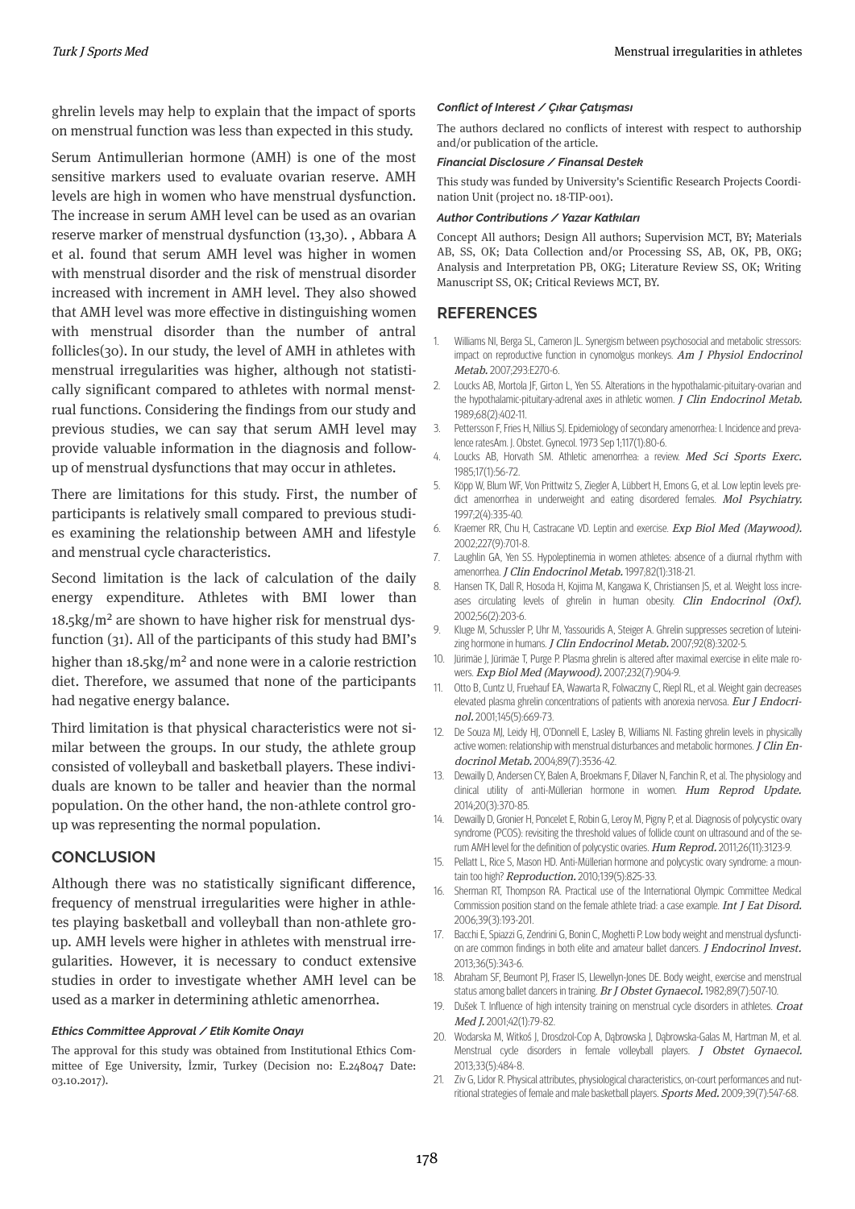ghrelin levels may help to explain that the impact of sports on menstrual function was less than expected in this study.

Serum Antimullerian hormone (AMH) is one of the most sensitive markers used to evaluate ovarian reserve. AMH levels are high in women who have menstrual dysfunction. The increase in serum AMH level can be used as an ovarian reserve marker of menstrual dysfunction (13,30). , Abbara A et al. found that serum AMH level was higher in women with menstrual disorder and the risk of menstrual disorder increased with increment in AMH level. They also showed that AMH level was more effective in distinguishing women with menstrual disorder than the number of antral follicles(30). In our study, the level of AMH in athletes with menstrual irregularities was higher, although not statistically significant compared to athletes with normal menstrual functions. Considering the findings from our study and previous studies, we can say that serum AMH level may provide valuable information in the diagnosis and follow-up of menstrual dysfunctions that may occur in athletes.

There are limitations for this study. First, the number of participants is relatively small compared to previous studies examining the relationship between AMH and lifestyle and menstrual cycle characteristics.

Second limitation is the lack of calculation of the daily energy expenditure. Athletes with BMI lower than $18.5 kg/m^2$ are shown to have higher risk for menstrual dysfunction (31). All of the participants of this study had BMI's higher than $18.5 kg/m^2$ and none were in a calorie restriction diet. Therefore, we assumed that none of the participants had negative energy balance.

Third limitation is that physical characteristics were not similar between the groups. In our study, the athlete group consisted of volleyball and basketball players. These individuals are known to be taller and heavier than the normal population. On the other hand, the non-athlete control group was representing the normal population.

## CONCLUSION

Although there was no statistically significant difference, frequency of menstrual irregularities were higher in athletes playing basketball and volleyball than non-athlete group. AMH levels were higher in athletes with menstrual irregularities. However, it is necessary to conduct extensive studies in order to investigate whether AMH level can be used as a marker in determining athletic amenorrhea.

#### *Ethics Committee Approval / Etik Komite Onayı*

The approval for this study was obtained from Institutional Ethics Committee of Ege University, İzmir, Turkey (Decision no: E.248047 Date: 03.10.2017).

#### *Conflict of Interest / Çıkar Çatışması*

The authors declared no conflicts of interest with respect to authorship and/or publication of the article.

#### *Financial Disclosure / Finansal Destek*

This study was funded by University's Scientific Research Projects Coordination Unit (project no. 18-TIP-001).

#### *Author Contributions / Yazar Katkıları*

Concept All authors; Design All authors; Supervision MCT, BY; Materials AB, SS, OK; Data Collection and/or Processing SS, AB, OK, PB, OKG; Analysis and Interpretation PB, OKG; Literature Review SS, OK; Writing Manuscript SS, OK; Critical Reviews MCT, BY.

## REFERENCES

1. Williams NI, Berga SL, Cameron JL. Synergism between psychosocial and metabolic stressors: impact on reproductive function in cynomolgus monkeys. *Am J Physiol Endocrinol Metab.* 2007;293:E270-6.
2. Loucks AB, Mortola JF, Girton L, Yen SS. Alterations in the hypothalamic-pituitary-ovarian and the hypothalamic-pituitary-adrenal axes in athletic women. *J Clin Endocrinol Metab.* 1989;68(2):402-11.
3. Pettersson F, Fries H, Nillius SJ. Epidemiology of secondary amenorrhea: I. Incidence and prevalence ratesAm. J. Obstet. Gynecol. 1973 Sep 1;117(1):80-6.
4. Loucks AB, Horvath SM. Athletic amenorrhea: a review. *Med Sci Sports Exerc.* 1985;17(1):56-72.
5. Köpp W, Blum WF, Von Prittwitz S, Ziegler A, Lübbert H, Emons G, et al. Low leptin levels predict amenorrhea in underweight and eating disordered females. *Mol Psychiatry.* 1997;2(4):335-40.
6. Kraemer RR, Chu H, Castracane VD. Leptin and exercise. *Exp Biol Med (Maywood).* 2002;227(9):701-8.
7. Laughlin GA, Yen SS. Hypoleptinemia in women athletes: absence of a diurnal rhythm with amenorrhea. *J Clin Endocrinol Metab.* 1997;82(1):318-21.
8. Hansen TK, Dall R, Hosoda H, Kojima M, Kangawa K, Christiansen JS, et al. Weight loss increases circulating levels of ghrelin in human obesity. *Clin Endocrinol (Oxf).* 2002;56(2):203-6.
9. Kluge M, Schussler P, Uhr M, Yassouridis A, Steiger A. Ghrelin suppresses secretion of luteinizing hormone in humans. *J Clin Endocrinol Metab.* 2007;92(8):3202-5.
10. Jürimäe J, Jürimäe T, Purge P. Plasma ghrelin is altered after maximal exercise in elite male rowers. *Exp Biol Med (Maywood).* 2007;232(7):904-9.
11. Otto B, Cuntz U, Fruehauf EA, Wawarta R, Folwaczny C, Riepl RL, et al. Weight gain decreases elevated plasma ghrelin concentrations of patients with anorexia nervosa. *Eur J Endocrinol.* 2001;145(5):669-73.
12. De Souza MJ, Leidy HJ, O'Donnell E, Lasley B, Williams NI. Fasting ghrelin levels in physically active women: relationship with menstrual disturbances and metabolic hormones. *J Clin Endocrinol Metab.* 2004;89(7):3536-42.
13. Dewailly D, Andersen CY, Balen A, Broekmans F, Dilaver N, Fanchin R, et al. The physiology and clinical utility of anti-Müllerian hormone in women. *Hum Reprod Update.* 2014;20(3):370-85.
14. Dewailly D, Gronier H, Poncelet E, Robin G, Leroy M, Pigny P, et al. Diagnosis of polycystic ovary syndrome (PCOS): revisiting the threshold values of follicle count on ultrasound and of the serum AMH level for the definition of polycystic ovaries. *Hum Reprod.* 2011;26(11):3123-9.
15. Pellatt L, Rice S, Mason HD. Anti-Müllerian hormone and polycystic ovary syndrome: a mountain too high? *Reproduction.* 2010;139(5):825-33.
16. Sherman RT, Thompson RA. Practical use of the International Olympic Committee Medical Commission position stand on the female athlete triad: a case example. *Int J Eat Disord.* 2006;39(3):193-201.
17. Bacchi E, Spiazzi G, Zendrini G, Bonin C, Moghetti P. Low body weight and menstrual dysfunction are common findings in both elite and amateur ballet dancers. *J Endocrinol Invest.* 2013;36(5):343-6.
18. Abraham SF, Beumont PJ, Fraser IS, Llewellyn-Jones DE. Body weight, exercise and menstrual status among ballet dancers in training. *Br J Obstet Gynaecol.* 1982;89(7):507-10.
19. Dušek T. Influence of high intensity training on menstrual cycle disorders in athletes. *Croat Med J.* 2001;42(1):79-82.
20. Wodarska M, Witkoś J, Drosdzol-Cop A, Dąbrowska J, Dąbrowska-Galas M, Hartman M, et al. Menstrual cycle disorders in female volleyball players. *J Obstet Gynaecol.* 2013;33(5):484-8.
21. Ziv G, Lidor R. Physical attributes, physiological characteristics, on-court performances and nutritional strategies of female and male basketball players. *Sports Med.* 2009;39(7):547-68.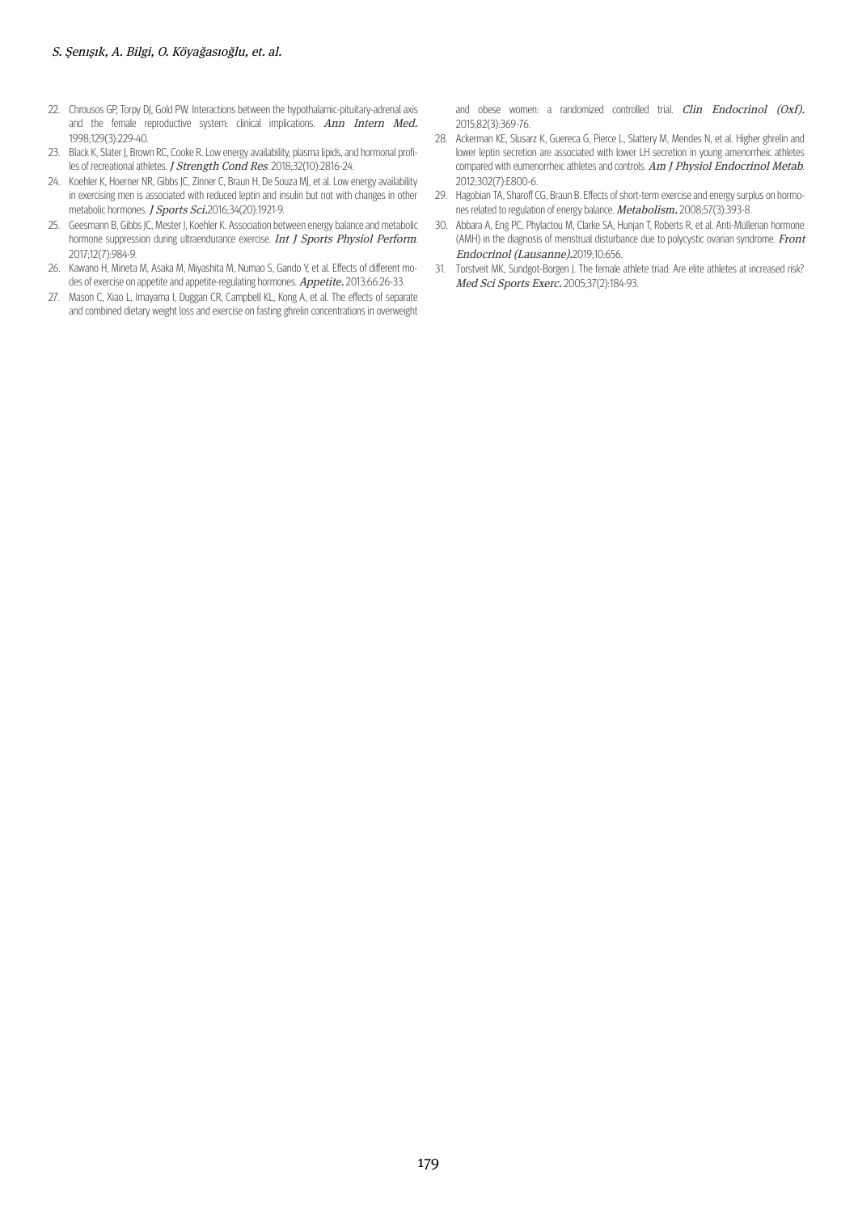22. Chrousos GP, Torpy DJ, Gold PW. Interactions between the hypothalamic-pituitary-adrenal axis and the female reproductive system: clinical implications. *Ann Intern Med.* 1998;129(3):229-40.
23. Black K, Slater J, Brown RC, Cooke R. Low energy availability, plasma lipids, and hormonal profiles of recreational athletes. *J Strength Cond Res*. 2018;32(10):2816-24.
24. Koehler K, Hoerner NR, Gibbs JC, Zinner C, Braun H, De Souza MJ, et al. Low energy availability in exercising men is associated with reduced leptin and insulin but not with changes in other metabolic hormones. *J Sports Sci.*2016;34(20):1921-9.
25. Geesmann B, Gibbs JC, Mester J, Koehler K. Association between energy balance and metabolic hormone suppression during ultraendurance exercise. *Int J Sports Physiol Perform*. 2017;12(7):984-9.
26. Kawano H, Mineta M, Asaka M, Miyashita M, Numao S, Gando Y, et al. Effects of different modes of exercise on appetite and appetite-regulating hormones. *Appetite.* 2013;66:26-33.
27. Mason C, Xiao L, Imayama I, Duggan CR, Campbell KL, Kong A, et al. The effects of separate and combined dietary weight loss and exercise on fasting ghrelin concentrations in overweight and obese women: a randomized controlled trial. *Clin Endocrinol (Oxf).* 2015;82(3):369-76.
28. Ackerman KE, Slusarz K, Guereca G, Pierce L, Slattery M, Mendes N, et al. Higher ghrelin and lower leptin secretion are associated with lower LH secretion in young amenorrheic athletes compared with eumenorrheic athletes and controls. *Am J Physiol Endocrinol Metab*. 2012;302(7):E800-6.
29. Hagobian TA, Sharoff CG, Braun B. Effects of short-term exercise and energy surplus on hormones related to regulation of energy balance. *Metabolism.* 2008;57(3):393-8.
30. Abbara A, Eng PC, Phylactou M, Clarke SA, Hunjan T, Roberts R, et al. Anti-Müllerian hormone (AMH) in the diagnosis of menstrual disturbance due to polycystic ovarian syndrome. *Front Endocrinol (Lausanne).*2019;10:656.
31. Torstveit MK, Sundgot-Borgen J. The female athlete triad: Are elite athletes at increased risk? *Med Sci Sports Exerc.* 2005;37(2):184-93.